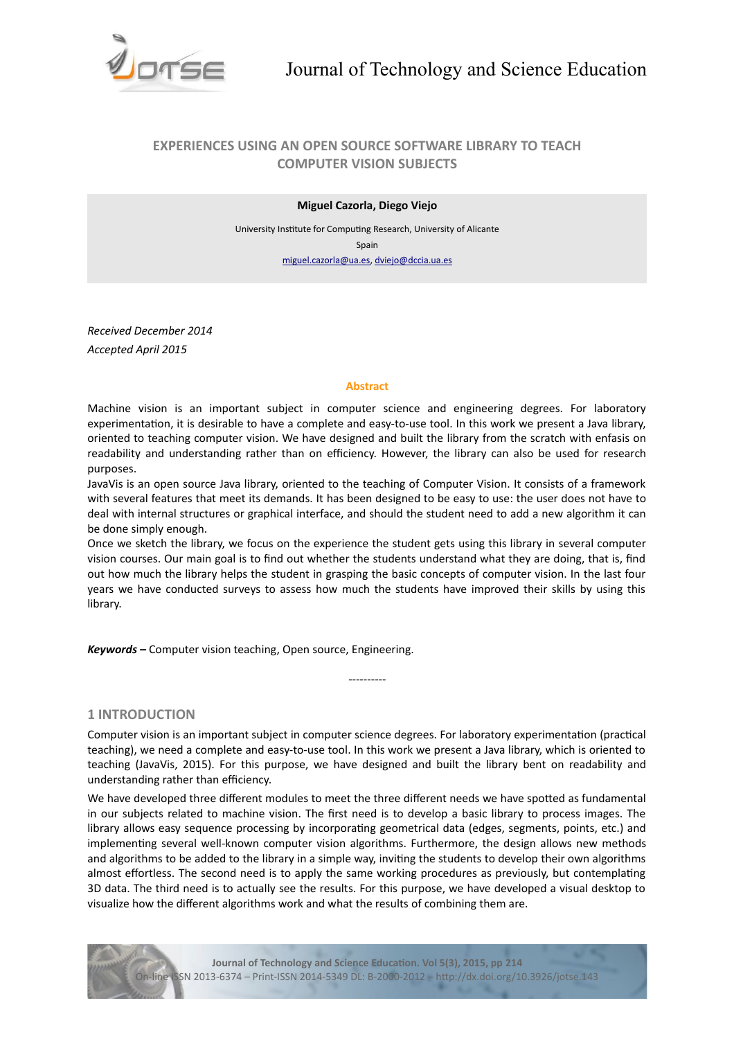# EXPERIENCES USING AN OPEN SOURCE SOFTWARE LIBRARY TO TEACH COMPUTER VISION SUBJECTS

**Miguel Cazorla, Diego Viejo**

University Institute for Computing Research, University of Alicante

Spain

miguel.cazorla@ua.es, dviejo@dccia.ua.es

*Received December 2014*

*Accepted April 2015*

## Abstract

Machine vision is an important subject in computer science and engineering degrees. For laboratory experimentation, it is desirable to have a complete and easy-to-use tool. In this work we present a Java library, oriented to teaching computer vision. We have designed and built the library from the scratch with enfasis on readability and understanding rather than on efficiency. However, the library can also be used for research purposes.

JavaVis is an open source Java library, oriented to the teaching of Computer Vision. It consists of a framework with several features that meet its demands. It has been designed to be easy to use: the user does not have to deal with internal structures or graphical interface, and should the student need to add a new algorithm it can be done simply enough.

Once we sketch the library, we focus on the experience the student gets using this library in several computer vision courses. Our main goal is to find out whether the students understand what they are doing, that is, find out how much the library helps the student in grasping the basic concepts of computer vision. In the last four years we have conducted surveys to assess how much the students have improved their skills by using this library.

***Keywords –*** Computer vision teaching, Open source, Engineering.

----------

## 1 INTRODUCTION

Computer vision is an important subject in computer science degrees. For laboratory experimentation (practical teaching), we need a complete and easy-to-use tool. In this work we present a Java library, which is oriented to teaching (JavaVis, 2015). For this purpose, we have designed and built the library bent on readability and understanding rather than efficiency.

We have developed three different modules to meet the three different needs we have spotted as fundamental in our subjects related to machine vision. The first need is to develop a basic library to process images. The library allows easy sequence processing by incorporating geometrical data (edges, segments, points, etc.) and implementing several well-known computer vision algorithms. Furthermore, the design allows new methods and algorithms to be added to the library in a simple way, inviting the students to develop their own algorithms almost effortless. The second need is to apply the same working procedures as previously, but contemplating 3D data. The third need is to actually see the results. For this purpose, we have developed a visual desktop to visualize how the different algorithms work and what the results of combining them are.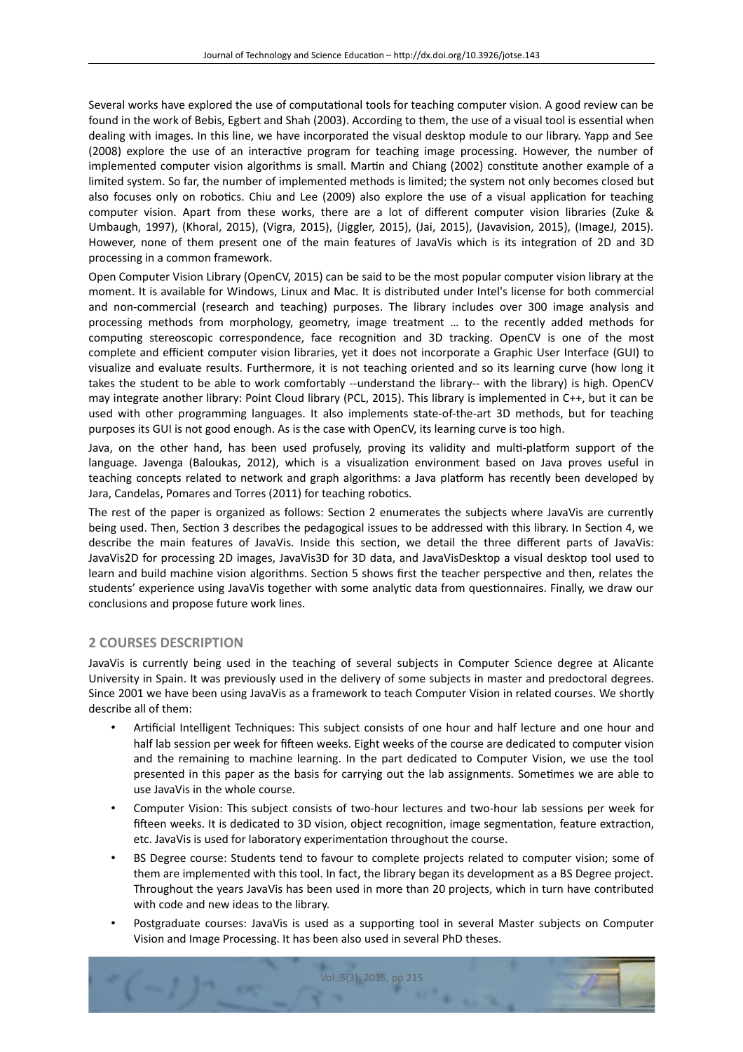Several works have explored the use of computational tools for teaching computer vision. A good review can be found in the work of Bebis, Egbert and Shah (2003). According to them, the use of a visual tool is essential when dealing with images. In this line, we have incorporated the visual desktop module to our library. Yapp and See (2008) explore the use of an interactive program for teaching image processing. However, the number of implemented computer vision algorithms is small. Martin and Chiang (2002) constitute another example of a limited system. So far, the number of implemented methods is limited; the system not only becomes closed but also focuses only on robotics. Chiu and Lee (2009) also explore the use of a visual application for teaching computer vision. Apart from these works, there are a lot of different computer vision libraries (Zuke & Umbaugh, 1997), (Khoral, 2015), (Vigra, 2015), (Jiggler, 2015), (Jai, 2015), (Javavision, 2015), (ImageJ, 2015). However, none of them present one of the main features of JavaVis which is its integration of 2D and 3D processing in a common framework.

Open Computer Vision Library (OpenCV, 2015) can be said to be the most popular computer vision library at the moment. It is available for Windows, Linux and Mac. It is distributed under Intel's license for both commercial and non-commercial (research and teaching) purposes. The library includes over 300 image analysis and processing methods from morphology, geometry, image treatment … to the recently added methods for computing stereoscopic correspondence, face recognition and 3D tracking. OpenCV is one of the most complete and efficient computer vision libraries, yet it does not incorporate a Graphic User Interface (GUI) to visualize and evaluate results. Furthermore, it is not teaching oriented and so its learning curve (how long it takes the student to be able to work comfortably --understand the library-- with the library) is high. OpenCV may integrate another library: Point Cloud library (PCL, 2015). This library is implemented in C++, but it can be used with other programming languages. It also implements state-of-the-art 3D methods, but for teaching purposes its GUI is not good enough. As is the case with OpenCV, its learning curve is too high.

Java, on the other hand, has been used profusely, proving its validity and multi-platform support of the language. Javenga (Baloukas, 2012), which is a visualization environment based on Java proves useful in teaching concepts related to network and graph algorithms: a Java platform has recently been developed by Jara, Candelas, Pomares and Torres (2011) for teaching robotics.

The rest of the paper is organized as follows: Section 2 enumerates the subjects where JavaVis are currently being used. Then, Section 3 describes the pedagogical issues to be addressed with this library. In Section 4, we describe the main features of JavaVis. Inside this section, we detail the three different parts of JavaVis: JavaVis2D for processing 2D images, JavaVis3D for 3D data, and JavaVisDesktop a visual desktop tool used to learn and build machine vision algorithms. Section 5 shows first the teacher perspective and then, relates the students' experience using JavaVis together with some analytic data from questionnaires. Finally, we draw our conclusions and propose future work lines.

## 2 COURSES DESCRIPTION

JavaVis is currently being used in the teaching of several subjects in Computer Science degree at Alicante University in Spain. It was previously used in the delivery of some subjects in master and predoctoral degrees. Since 2001 we have been using JavaVis as a framework to teach Computer Vision in related courses. We shortly describe all of them:

- Artificial Intelligent Techniques: This subject consists of one hour and half lecture and one hour and half lab session per week for fifteen weeks. Eight weeks of the course are dedicated to computer vision and the remaining to machine learning. In the part dedicated to Computer Vision, we use the tool presented in this paper as the basis for carrying out the lab assignments. Sometimes we are able to use JavaVis in the whole course.
- Computer Vision: This subject consists of two-hour lectures and two-hour lab sessions per week for fifteen weeks. It is dedicated to 3D vision, object recognition, image segmentation, feature extraction, etc. JavaVis is used for laboratory experimentation throughout the course.
- BS Degree course: Students tend to favour to complete projects related to computer vision; some of them are implemented with this tool. In fact, the library began its development as a BS Degree project. Throughout the years JavaVis has been used in more than 20 projects, which in turn have contributed with code and new ideas to the library.
- Postgraduate courses: JavaVis is used as a supporting tool in several Master subjects on Computer Vision and Image Processing. It has been also used in several PhD theses.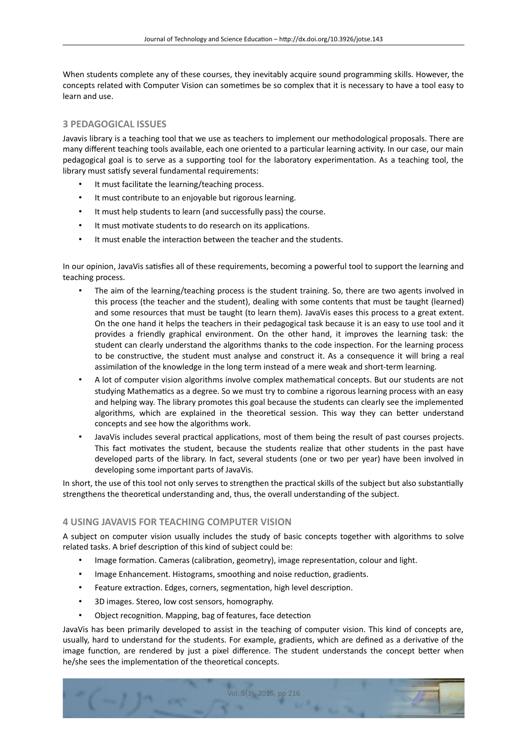When students complete any of these courses, they inevitably acquire sound programming skills. However, the concepts related with Computer Vision can sometimes be so complex that it is necessary to have a tool easy to learn and use.

## 3 PEDAGOGICAL ISSUES

Javavis library is a teaching tool that we use as teachers to implement our methodological proposals. There are many different teaching tools available, each one oriented to a particular learning activity. In our case, our main pedagogical goal is to serve as a supporting tool for the laboratory experimentation. As a teaching tool, the library must satisfy several fundamental requirements:

- It must facilitate the learning/teaching process.
- It must contribute to an enjoyable but rigorous learning.
- It must help students to learn (and successfully pass) the course.
- It must motivate students to do research on its applications.
- It must enable the interaction between the teacher and the students.

In our opinion, JavaVis satisfies all of these requirements, becoming a powerful tool to support the learning and teaching process.

- The aim of the learning/teaching process is the student training. So, there are two agents involved in this process (the teacher and the student), dealing with some contents that must be taught (learned) and some resources that must be taught (to learn them). JavaVis eases this process to a great extent. On the one hand it helps the teachers in their pedagogical task because it is an easy to use tool and it provides a friendly graphical environment. On the other hand, it improves the learning task: the student can clearly understand the algorithms thanks to the code inspection. For the learning process to be constructive, the student must analyse and construct it. As a consequence it will bring a real assimilation of the knowledge in the long term instead of a mere weak and short-term learning.
- A lot of computer vision algorithms involve complex mathematical concepts. But our students are not studying Mathematics as a degree. So we must try to combine a rigorous learning process with an easy and helping way. The library promotes this goal because the students can clearly see the implemented algorithms, which are explained in the theoretical session. This way they can better understand concepts and see how the algorithms work.
- JavaVis includes several practical applications, most of them being the result of past courses projects. This fact motivates the student, because the students realize that other students in the past have developed parts of the library. In fact, several students (one or two per year) have been involved in developing some important parts of JavaVis.

In short, the use of this tool not only serves to strengthen the practical skills of the subject but also substantially strengthens the theoretical understanding and, thus, the overall understanding of the subject.

## 4 USING JAVAVIS FOR TEACHING COMPUTER VISION

A subject on computer vision usually includes the study of basic concepts together with algorithms to solve related tasks. A brief description of this kind of subject could be:

- Image formation. Cameras (calibration, geometry), image representation, colour and light.
- Image Enhancement. Histograms, smoothing and noise reduction, gradients.
- Feature extraction. Edges, corners, segmentation, high level description.
- 3D images. Stereo, low cost sensors, homography.
- Object recognition. Mapping, bag of features, face detection

JavaVis has been primarily developed to assist in the teaching of computer vision. This kind of concepts are, usually, hard to understand for the students. For example, gradients, which are defined as a derivative of the image function, are rendered by just a pixel difference. The student understands the concept better when he/she sees the implementation of the theoretical concepts.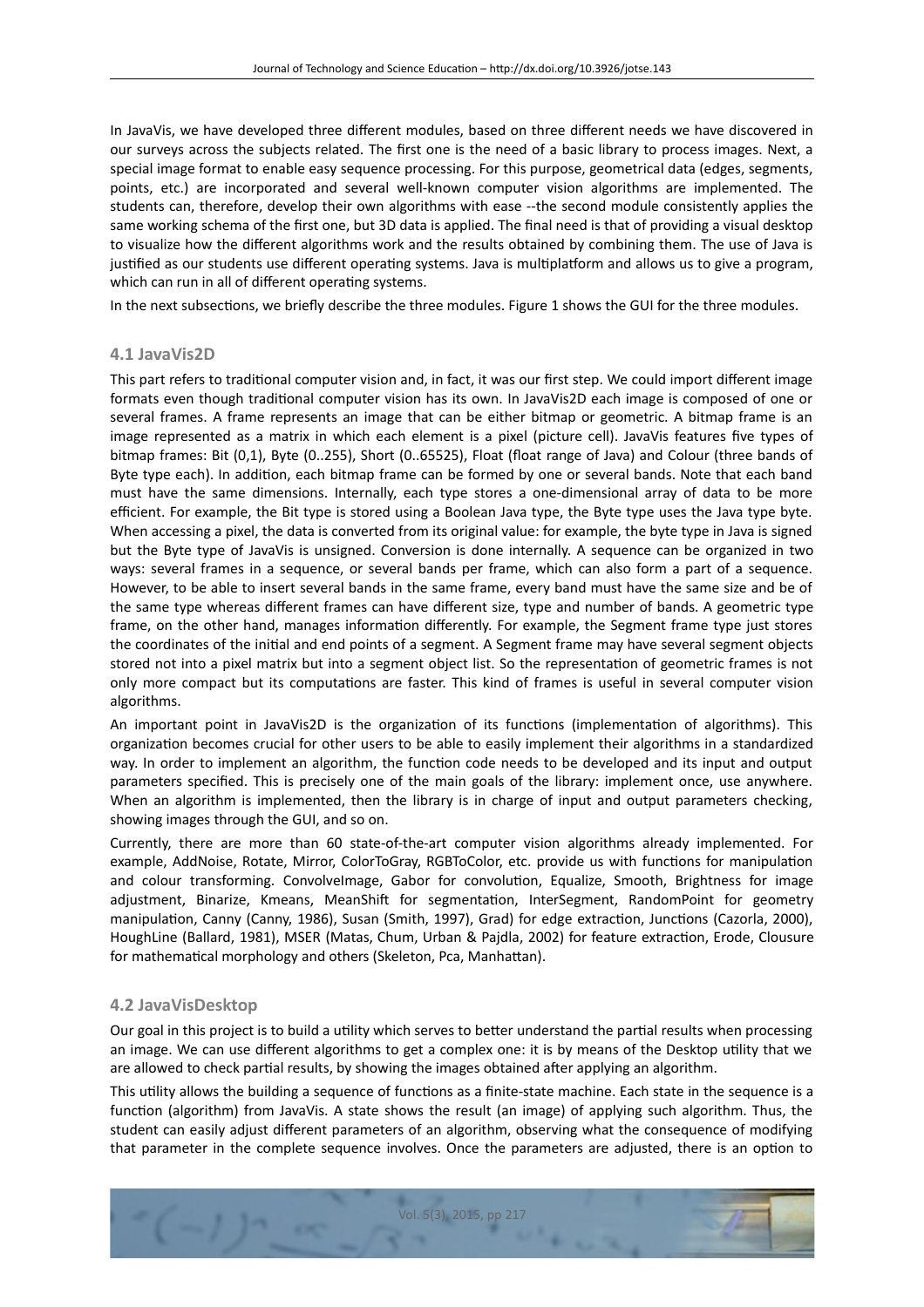In JavaVis, we have developed three different modules, based on three different needs we have discovered in our surveys across the subjects related. The first one is the need of a basic library to process images. Next, a special image format to enable easy sequence processing. For this purpose, geometrical data (edges, segments, points, etc.) are incorporated and several well-known computer vision algorithms are implemented. The students can, therefore, develop their own algorithms with ease --the second module consistently applies the same working schema of the first one, but 3D data is applied. The final need is that of providing a visual desktop to visualize how the different algorithms work and the results obtained by combining them. The use of Java is justified as our students use different operating systems. Java is multiplatform and allows us to give a program, which can run in all of different operating systems.

In the next subsections, we briefly describe the three modules. Figure 1 shows the GUI for the three modules.

### 4.1 JavaVis2D

This part refers to traditional computer vision and, in fact, it was our first step. We could import different image formats even though traditional computer vision has its own. In JavaVis2D each image is composed of one or several frames. A frame represents an image that can be either bitmap or geometric. A bitmap frame is an image represented as a matrix in which each element is a pixel (picture cell). JavaVis features five types of bitmap frames: Bit (0,1), Byte (0..255), Short (0..65525), Float (float range of Java) and Colour (three bands of Byte type each). In addition, each bitmap frame can be formed by one or several bands. Note that each band must have the same dimensions. Internally, each type stores a one-dimensional array of data to be more efficient. For example, the Bit type is stored using a Boolean Java type, the Byte type uses the Java type byte. When accessing a pixel, the data is converted from its original value: for example, the byte type in Java is signed but the Byte type of JavaVis is unsigned. Conversion is done internally. A sequence can be organized in two ways: several frames in a sequence, or several bands per frame, which can also form a part of a sequence. However, to be able to insert several bands in the same frame, every band must have the same size and be of the same type whereas different frames can have different size, type and number of bands. A geometric type frame, on the other hand, manages information differently. For example, the Segment frame type just stores the coordinates of the initial and end points of a segment. A Segment frame may have several segment objects stored not into a pixel matrix but into a segment object list. So the representation of geometric frames is not only more compact but its computations are faster. This kind of frames is useful in several computer vision algorithms.

An important point in JavaVis2D is the organization of its functions (implementation of algorithms). This organization becomes crucial for other users to be able to easily implement their algorithms in a standardized way. In order to implement an algorithm, the function code needs to be developed and its input and output parameters specified. This is precisely one of the main goals of the library: implement once, use anywhere. When an algorithm is implemented, then the library is in charge of input and output parameters checking, showing images through the GUI, and so on.

Currently, there are more than 60 state-of-the-art computer vision algorithms already implemented. For example, AddNoise, Rotate, Mirror, ColorToGray, RGBToColor, etc. provide us with functions for manipulation and colour transforming. ConvolveImage, Gabor for convolution, Equalize, Smooth, Brightness for image adjustment, Binarize, Kmeans, MeanShift for segmentation, InterSegment, RandomPoint for geometry manipulation, Canny (Canny, 1986), Susan (Smith, 1997), Grad) for edge extraction, Junctions (Cazorla, 2000), HoughLine (Ballard, 1981), MSER (Matas, Chum, Urban & Pajdla, 2002) for feature extraction, Erode, Clousure for mathematical morphology and others (Skeleton, Pca, Manhattan).

### 4.2 JavaVisDesktop

Our goal in this project is to build a utility which serves to better understand the partial results when processing an image. We can use different algorithms to get a complex one: it is by means of the Desktop utility that we are allowed to check partial results, by showing the images obtained after applying an algorithm.

This utility allows the building a sequence of functions as a finite-state machine. Each state in the sequence is a function (algorithm) from JavaVis. A state shows the result (an image) of applying such algorithm. Thus, the student can easily adjust different parameters of an algorithm, observing what the consequence of modifying that parameter in the complete sequence involves. Once the parameters are adjusted, there is an option to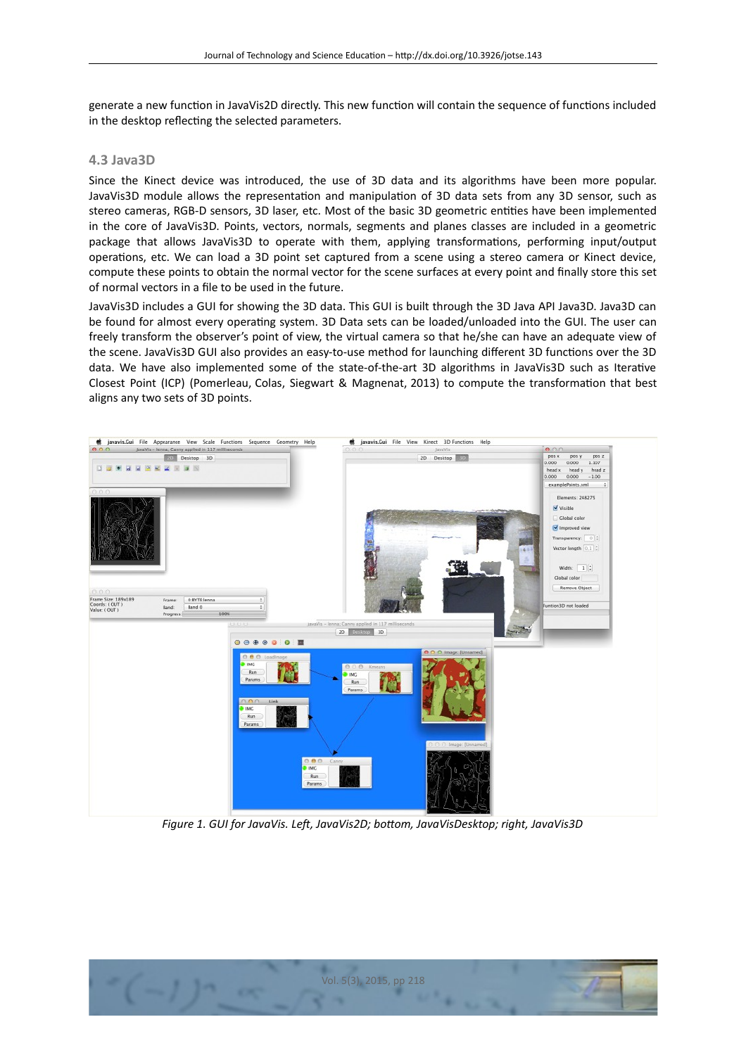generate a new function in JavaVis2D directly. This new function will contain the sequence of functions included in the desktop reflecting the selected parameters.

### 4.3 Java3D

Since the Kinect device was introduced, the use of 3D data and its algorithms have been more popular. JavaVis3D module allows the representation and manipulation of 3D data sets from any 3D sensor, such as stereo cameras, RGB-D sensors, 3D laser, etc. Most of the basic 3D geometric entities have been implemented in the core of JavaVis3D. Points, vectors, normals, segments and planes classes are included in a geometric package that allows JavaVis3D to operate with them, applying transformations, performing input/output operations, etc. We can load a 3D point set captured from a scene using a stereo camera or Kinect device, compute these points to obtain the normal vector for the scene surfaces at every point and finally store this set of normal vectors in a file to be used in the future.

JavaVis3D includes a GUI for showing the 3D data. This GUI is built through the 3D Java API Java3D. Java3D can be found for almost every operating system. 3D Data sets can be loaded/unloaded into the GUI. The user can freely transform the observer's point of view, the virtual camera so that he/she can have an adequate view of the scene. JavaVis3D GUI also provides an easy-to-use method for launching different 3D functions over the 3D data. We have also implemented some of the state-of-the-art 3D algorithms in JavaVis3D such as Iterative Closest Point (ICP) (Pomerleau, Colas, Siegwart & Magnenat, 2013) to compute the transformation that best aligns any two sets of 3D points.

*Figure 1. GUI for JavaVis. Left, JavaVis2D; bottom, JavaVisDesktop; right, JavaVis3D*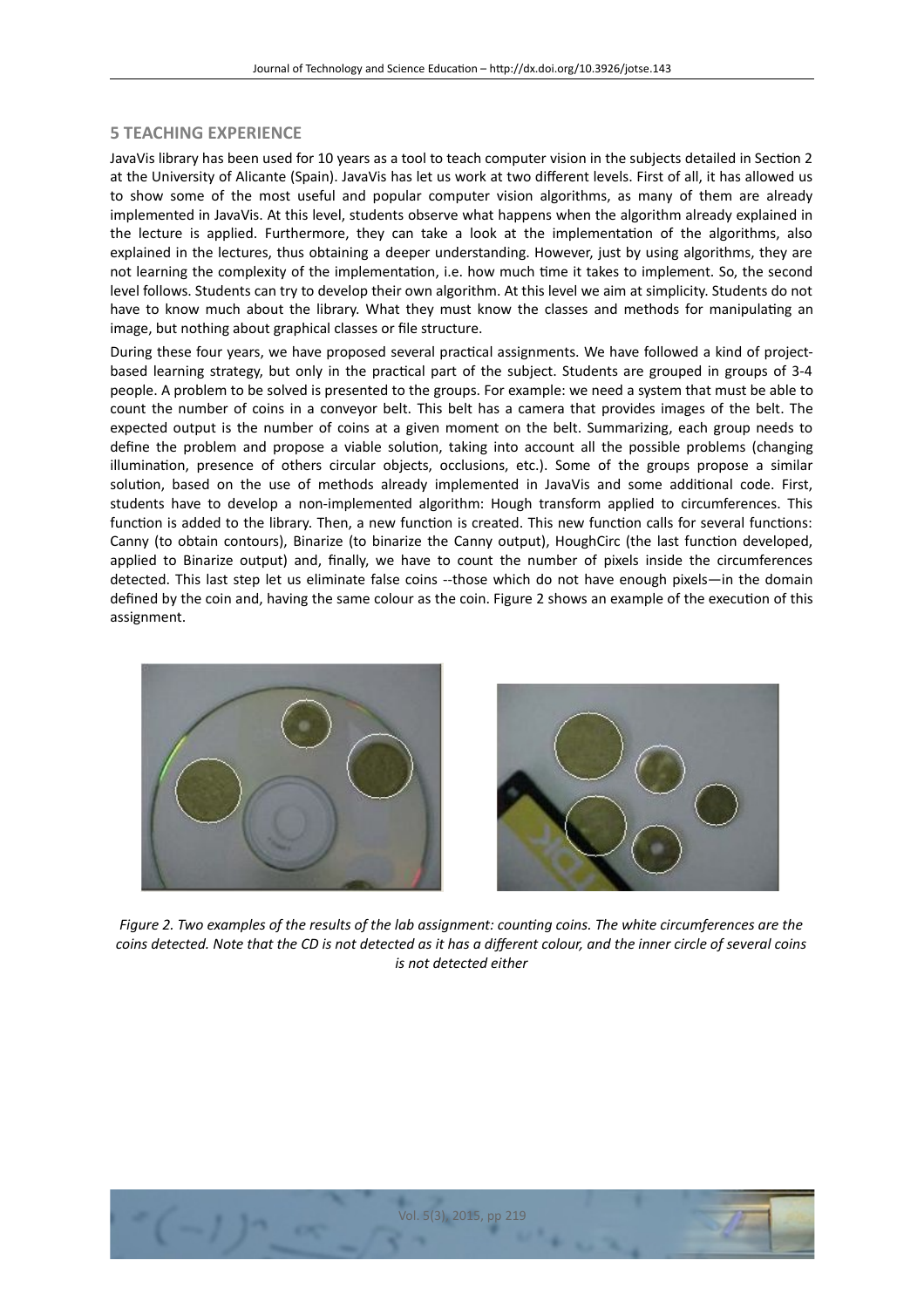## 5 TEACHING EXPERIENCE

JavaVis library has been used for 10 years as a tool to teach computer vision in the subjects detailed in Section 2 at the University of Alicante (Spain). JavaVis has let us work at two different levels. First of all, it has allowed us to show some of the most useful and popular computer vision algorithms, as many of them are already implemented in JavaVis. At this level, students observe what happens when the algorithm already explained in the lecture is applied. Furthermore, they can take a look at the implementation of the algorithms, also explained in the lectures, thus obtaining a deeper understanding. However, just by using algorithms, they are not learning the complexity of the implementation, i.e. how much time it takes to implement. So, the second level follows. Students can try to develop their own algorithm. At this level we aim at simplicity. Students do not have to know much about the library. What they must know the classes and methods for manipulating an image, but nothing about graphical classes or file structure.

During these four years, we have proposed several practical assignments. We have followed a kind of project-based learning strategy, but only in the practical part of the subject. Students are grouped in groups of 3-4 people. A problem to be solved is presented to the groups. For example: we need a system that must be able to count the number of coins in a conveyor belt. This belt has a camera that provides images of the belt. The expected output is the number of coins at a given moment on the belt. Summarizing, each group needs to define the problem and propose a viable solution, taking into account all the possible problems (changing illumination, presence of others circular objects, occlusions, etc.). Some of the groups propose a similar solution, based on the use of methods already implemented in JavaVis and some additional code. First, students have to develop a non-implemented algorithm: Hough transform applied to circumferences. This function is added to the library. Then, a new function is created. This new function calls for several functions: Canny (to obtain contours), Binarize (to binarize the Canny output), HoughCirc (the last function developed, applied to Binarize output) and, finally, we have to count the number of pixels inside the circumferences detected. This last step let us eliminate false coins --those which do not have enough pixels—in the domain defined by the coin and, having the same colour as the coin. Figure 2 shows an example of the execution of this assignment.

*Figure 2. Two examples of the results of the lab assignment: counting coins. The white circumferences are the coins detected. Note that the CD is not detected as it has a different colour, and the inner circle of several coins is not detected either*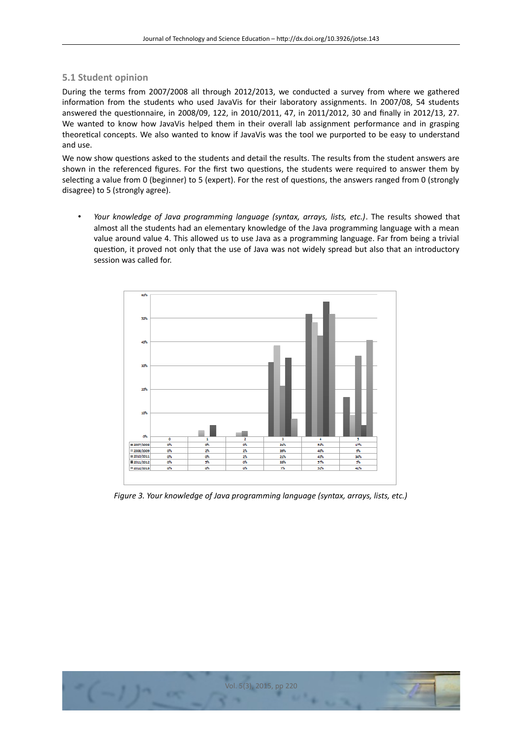## 5.1 Student opinion

During the terms from 2007/2008 all through 2012/2013, we conducted a survey from where we gathered information from the students who used JavaVis for their laboratory assignments. In 2007/08, 54 students answered the questionnaire, in 2008/09, 122, in 2010/2011, 47, in 2011/2012, 30 and finally in 2012/13, 27. We wanted to know how JavaVis helped them in their overall lab assignment performance and in grasping theoretical concepts. We also wanted to know if JavaVis was the tool we purported to be easy to understand and use.

We now show questions asked to the students and detail the results. The results from the student answers are shown in the referenced figures. For the first two questions, the students were required to answer them by selecting a value from 0 (beginner) to 5 (expert). For the rest of questions, the answers ranged from 0 (strongly disagree) to 5 (strongly agree).

- *Your knowledge of Java programming language (syntax, arrays, lists, etc.)*. The results showed that almost all the students had an elementary knowledge of the Java programming language with a mean value around value 4. This allowed us to use Java as a programming language. Far from being a trivial question, it proved not only that the use of Java was not widely spread but also that an introductory session was called for.

| | 0 | 1 | 2 | 3 | 4 | 5 |
|---|---|---|---|---|---|---|
| 2007/2008 | 0% | 0% | 0% | 31% | 52% | 17% |
| 2008/2009 | 0% | 2% | 2% | 39% | 48% | 9% |
| 2010/2011 | 0% | 0% | 2% | 21% | 43% | 34% |
| 2011/2012 | 0% | 5% | 0% | 33% | 57% | 5% |
| 2012/2013 | 0% | 0% | 0% | 7% | 52% | 41% |

*Figure 3. Your knowledge of Java programming language (syntax, arrays, lists, etc.)*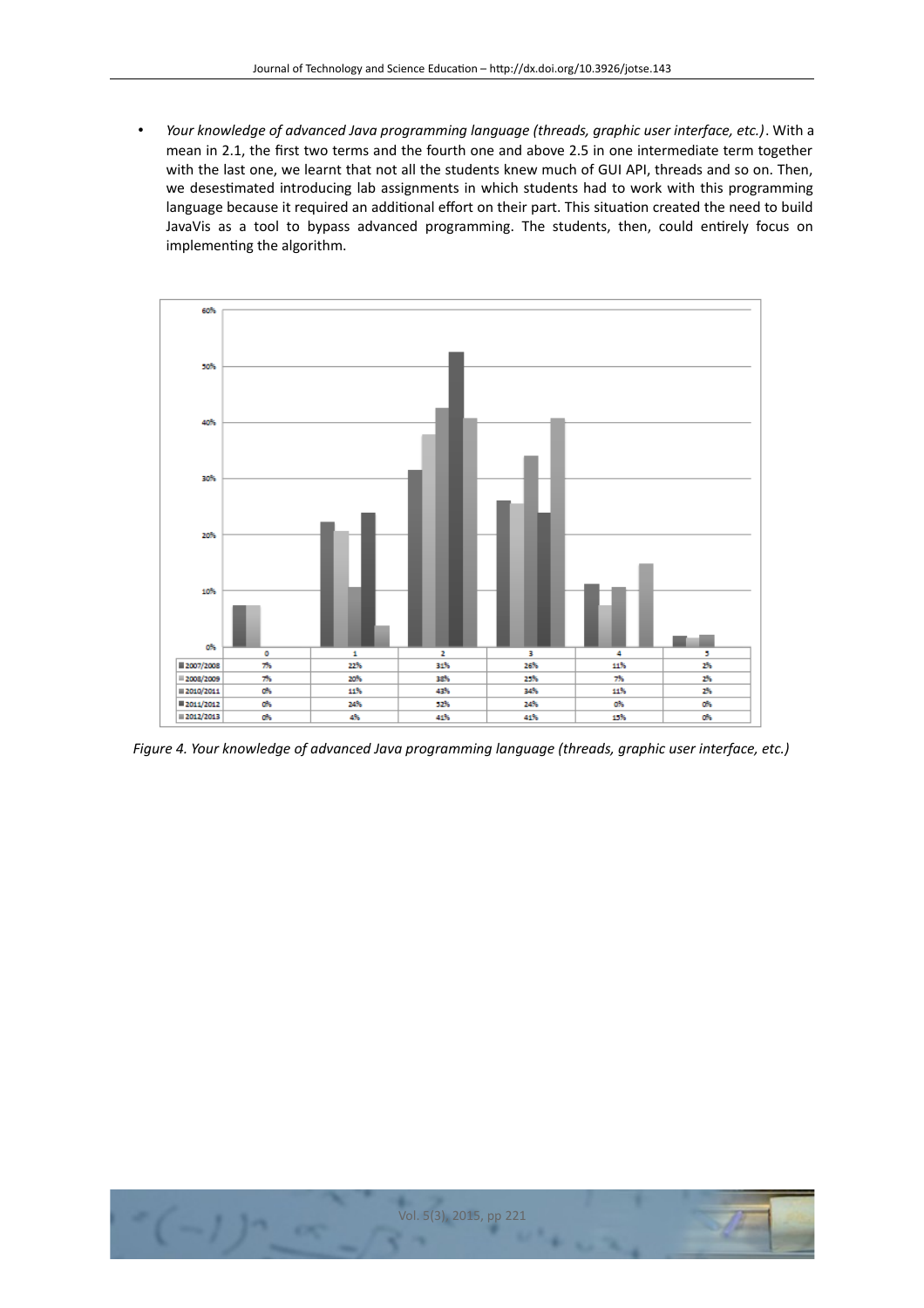- *Your knowledge of advanced Java programming language (threads, graphic user interface, etc.)*. With a mean in 2.1, the first two terms and the fourth one and above 2.5 in one intermediate term together with the last one, we learnt that not all the students knew much of GUI API, threads and so on. Then, we desestimated introducing lab assignments in which students had to work with this programming language because it required an additional effort on their part. This situation created the need to build JavaVis as a tool to bypass advanced programming. The students, then, could entirely focus on implementing the algorithm.

| | 0 | 1 | 2 | 3 | 4 | 5 |
|---|---|---|---|---|---|---|
| 2007/2008 | 7% | 22% | 31% | 26% | 11% | 2% |
| 2008/2009 | 7% | 20% | 38% | 25% | 7% | 2% |
| 2010/2011 | 0% | 11% | 43% | 34% | 11% | 2% |
| 2011/2012 | 0% | 24% | 52% | 24% | 0% | 0% |
| 2012/2013 | 0% | 4% | 41% | 41% | 15% | 0% |

*Figure 4. Your knowledge of advanced Java programming language (threads, graphic user interface, etc.)*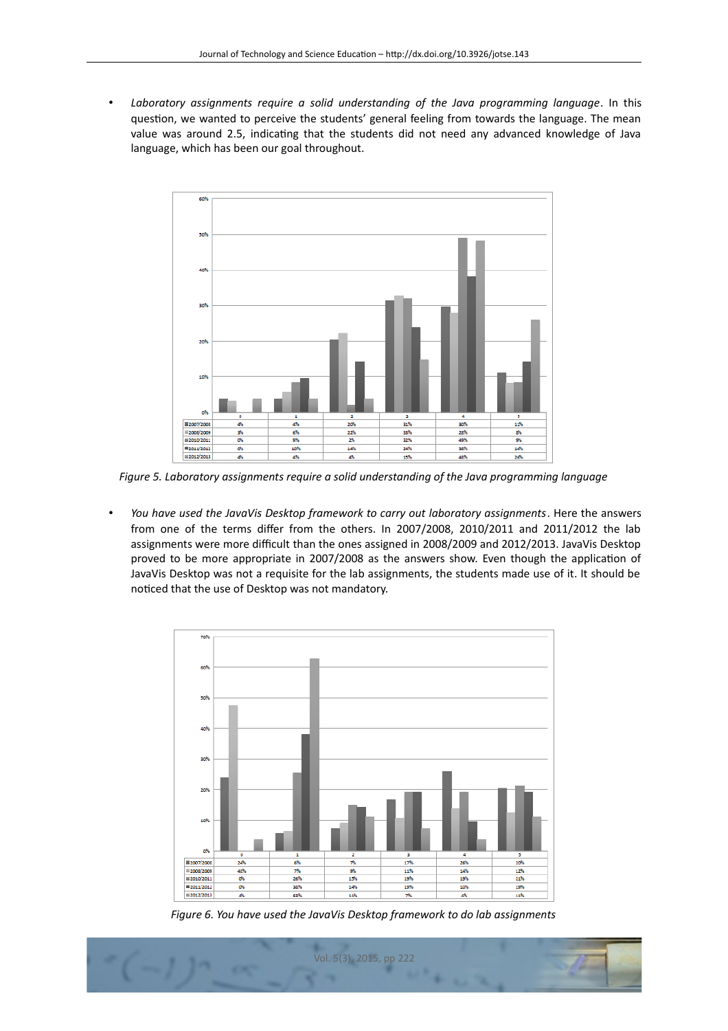- *Laboratory assignments require a solid understanding of the Java programming language*. In this question, we wanted to perceive the students' general feeling from towards the language. The mean value was around 2.5, indicating that the students did not need any advanced knowledge of Java language, which has been our goal throughout.

| | 0 | 1 | 2 | 3 | 4 | 5 |
|---|---|---|---|---|---|---|
| 2007/2008 | 4% | 4% | 20% | 31% | 30% | 11% |
| 2008/2009 | 3% | 6% | 22% | 33% | 28% | 8% |
| 2010/2011 | 0% | 9% | 2% | 32% | 49% | 9% |
| 2011/2012 | 0% | 10% | 14% | 24% | 38% | 14% |
| 2012/2013 | 4% | 4% | 4% | 15% | 48% | 26% |

*Figure 5. Laboratory assignments require a solid understanding of the Java programming language*

- *You have used the JavaVis Desktop framework to carry out laboratory assignments*. Here the answers from one of the terms differ from the others. In 2007/2008, 2010/2011 and 2011/2012 the lab assignments were more difficult than the ones assigned in 2008/2009 and 2012/2013. JavaVis Desktop proved to be more appropriate in 2007/2008 as the answers show. Even though the application of JavaVis Desktop was not a requisite for the lab assignments, the students made use of it. It should be noticed that the use of Desktop was not mandatory.

| | 0 | 1 | 2 | 3 | 4 | 5 |
|---|---|---|---|---|---|---|
| 2007/2008 | 24% | 6% | 7% | 17% | 26% | 20% |
| 2008/2009 | 48% | 7% | 9% | 11% | 14% | 12% |
| 2010/2011 | 0% | 26% | 15% | 19% | 19% | 21% |
| 2011/2012 | 0% | 38% | 14% | 19% | 10% | 19% |
| 2012/2013 | 4% | 63% | 11% | 7% | 4% | 11% |

*Figure 6. You have used the JavaVis Desktop framework to do lab assignments*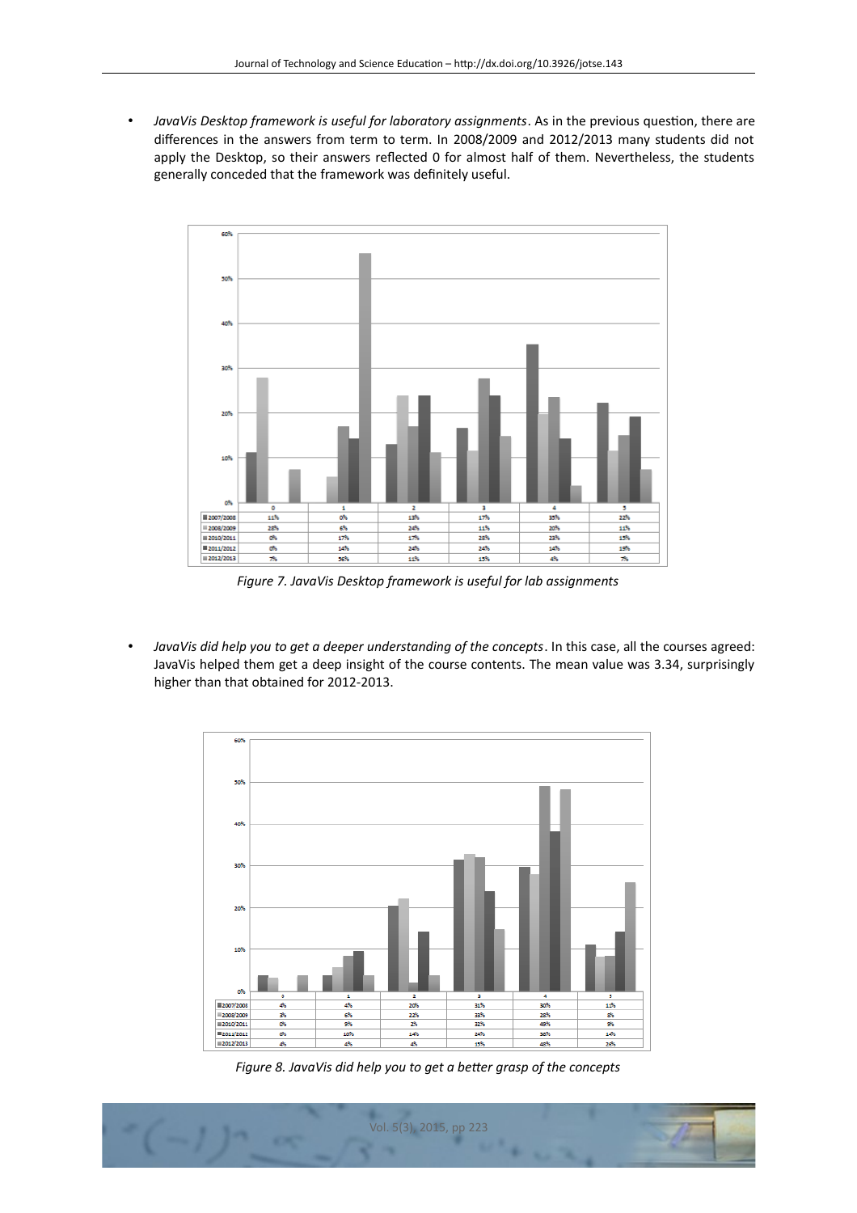- *JavaVis Desktop framework is useful for laboratory assignments*. As in the previous question, there are differences in the answers from term to term. In 2008/2009 and 2012/2013 many students did not apply the Desktop, so their answers reflected 0 for almost half of them. Nevertheless, the students generally conceded that the framework was definitely useful.

| | 0 | 1 | 2 | 3 | 4 | 5 |
|---|---|---|---|---|---|---|
| 2007/2008 | 11% | 0% | 13% | 17% | 35% | 22% |
| 2008/2009 | 28% | 6% | 24% | 11% | 20% | 11% |
| 2010/2011 | 0% | 17% | 17% | 28% | 23% | 15% |
| 2011/2012 | 0% | 14% | 24% | 24% | 14% | 19% |
| 2012/2013 | 7% | 56% | 11% | 15% | 4% | 7% |

*Figure 7. JavaVis Desktop framework is useful for lab assignments*

- *JavaVis did help you to get a deeper understanding of the concepts*. In this case, all the courses agreed: JavaVis helped them get a deep insight of the course contents. The mean value was 3.34, surprisingly higher than that obtained for 2012-2013.

| | 0 | 1 | 2 | 3 | 4 | 5 |
|---|---|---|---|---|---|---|
| 2007/2008 | 4% | 4% | 20% | 31% | 30% | 11% |
| 2008/2009 | 3% | 6% | 22% | 33% | 28% | 8% |
| 2010/2011 | 0% | 9% | 2% | 32% | 49% | 9% |
| 2011/2012 | 0% | 10% | 14% | 24% | 38% | 14% |
| 2012/2013 | 4% | 4% | 4% | 15% | 48% | 26% |

*Figure 8. JavaVis did help you to get a better grasp of the concepts*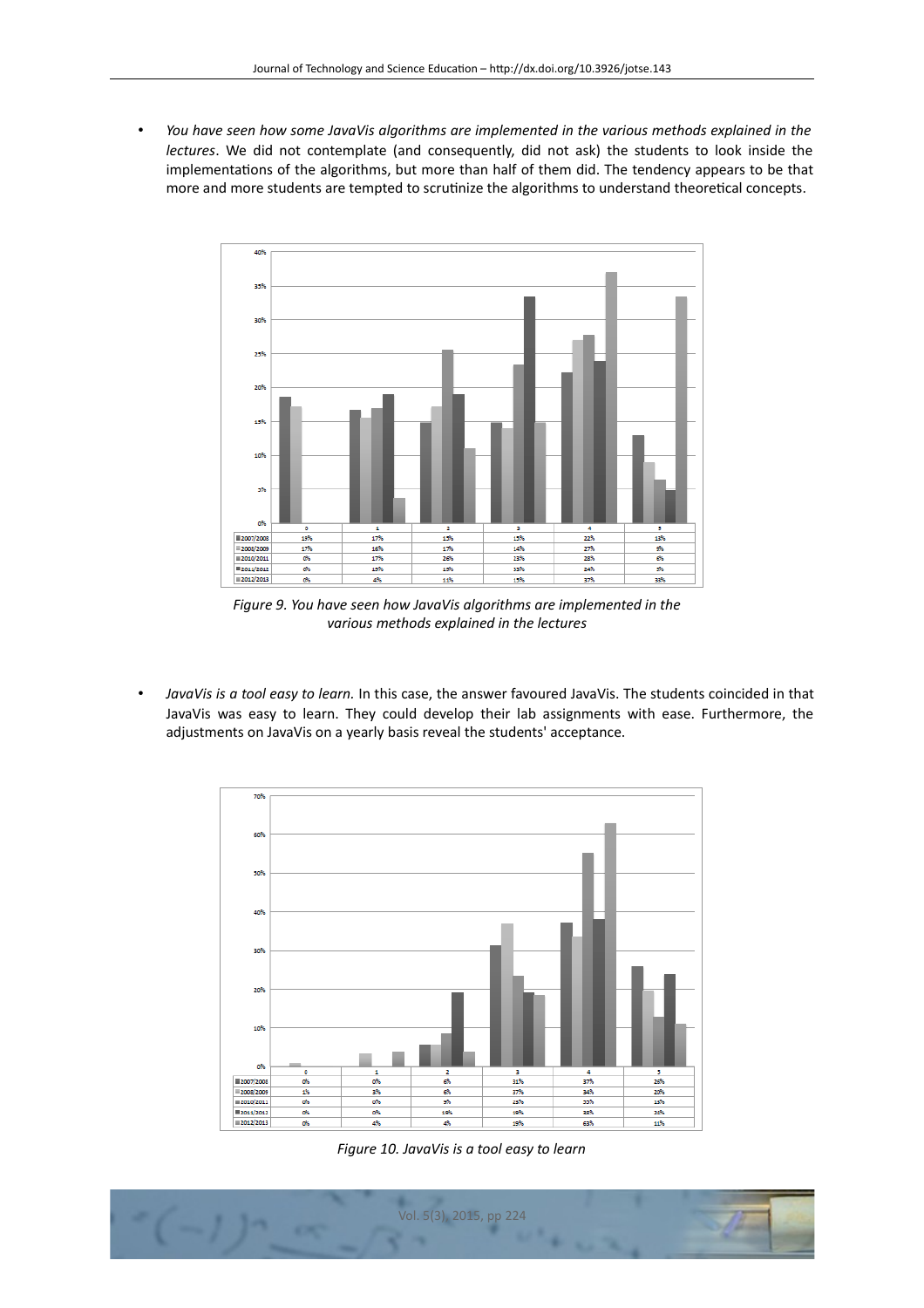- *You have seen how some JavaVis algorithms are implemented in the various methods explained in the lectures*. We did not contemplate (and consequently, did not ask) the students to look inside the implementations of the algorithms, but more than half of them did. The tendency appears to be that more and more students are tempted to scrutinize the algorithms to understand theoretical concepts.

| | 0 | 1 | 2 | 3 | 4 | 5 |
|---|---|---|---|---|---|---|
| 2007/2008 | 19% | 17% | 15% | 15% | 22% | 13% |
| 2008/2009 | 17% | 16% | 17% | 14% | 27% | 9% |
| 2010/2011 | 0% | 17% | 26% | 23% | 28% | 6% |
| 2011/2012 | 0% | 19% | 19% | 33% | 24% | 5% |
| 2012/2013 | 0% | 4% | 11% | 15% | 37% | 33% |

*Figure 9. You have seen how JavaVis algorithms are implemented in the various methods explained in the lectures*

- *JavaVis is a tool easy to learn.* In this case, the answer favoured JavaVis. The students coincided in that JavaVis was easy to learn. They could develop their lab assignments with ease. Furthermore, the adjustments on JavaVis on a yearly basis reveal the students' acceptance.

| | 0 | 1 | 2 | 3 | 4 | 5 |
|---|---|---|---|---|---|---|
| 2007/2008 | 0% | 0% | 6% | 31% | 37% | 26% |
| 2008/2009 | 1% | 3% | 6% | 37% | 34% | 20% |
| 2010/2011 | 0% | 0% | 9% | 23% | 55% | 13% |
| 2011/2012 | 0% | 0% | 19% | 19% | 38% | 24% |
| 2012/2013 | 0% | 4% | 4% | 19% | 63% | 11% |

*Figure 10. JavaVis is a tool easy to learn*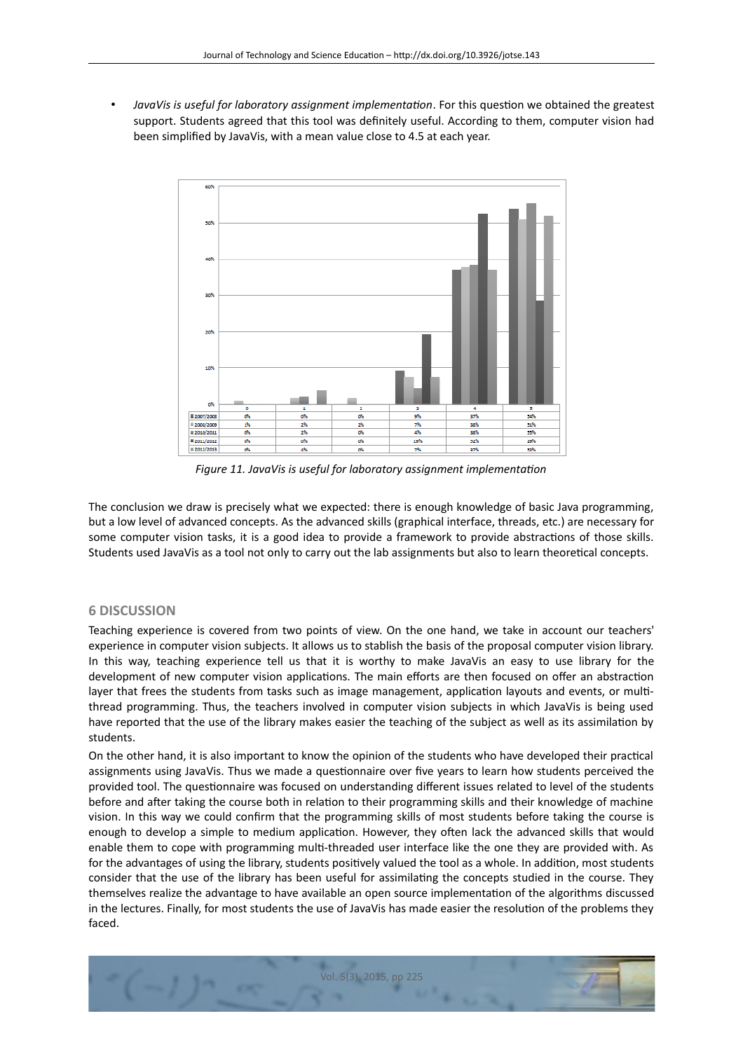- *JavaVis is useful for laboratory assignment implementation*. For this question we obtained the greatest support. Students agreed that this tool was definitely useful. According to them, computer vision had been simplified by JavaVis, with a mean value close to 4.5 at each year.

| | 0 | 1 | 2 | 3 | 4 | 5 |
|---|---|---|---|---|---|---|
| 2007/2008 | 0% | 0% | 0% | 9% | 37% | 54% |
| 2008/2009 | 1% | 2% | 2% | 7% | 38% | 51% |
| 2010/2011 | 0% | 2% | 0% | 4% | 38% | 55% |
| 2011/2012 | 0% | 0% | 0% | 19% | 52% | 29% |
| 2012/2013 | 0% | 4% | 0% | 7% | 37% | 52% |

Figure 11. *JavaVis is useful for laboratory assignment implementation*

The conclusion we draw is precisely what we expected: there is enough knowledge of basic Java programming, but a low level of advanced concepts. As the advanced skills (graphical interface, threads, etc.) are necessary for some computer vision tasks, it is a good idea to provide a framework to provide abstractions of those skills. Students used JavaVis as a tool not only to carry out the lab assignments but also to learn theoretical concepts.

## 6 DISCUSSION

Teaching experience is covered from two points of view. On the one hand, we take in account our teachers' experience in computer vision subjects. It allows us to stablish the basis of the proposal computer vision library. In this way, teaching experience tell us that it is worthy to make JavaVis an easy to use library for the development of new computer vision applications. The main efforts are then focused on offer an abstraction layer that frees the students from tasks such as image management, application layouts and events, or multi-thread programming. Thus, the teachers involved in computer vision subjects in which JavaVis is being used have reported that the use of the library makes easier the teaching of the subject as well as its assimilation by students.

On the other hand, it is also important to know the opinion of the students who have developed their practical assignments using JavaVis. Thus we made a questionnaire over five years to learn how students perceived the provided tool. The questionnaire was focused on understanding different issues related to level of the students before and after taking the course both in relation to their programming skills and their knowledge of machine vision. In this way we could confirm that the programming skills of most students before taking the course is enough to develop a simple to medium application. However, they often lack the advanced skills that would enable them to cope with programming multi-threaded user interface like the one they are provided with. As for the advantages of using the library, students positively valued the tool as a whole. In addition, most students consider that the use of the library has been useful for assimilating the concepts studied in the course. They themselves realize the advantage to have available an open source implementation of the algorithms discussed in the lectures. Finally, for most students the use of JavaVis has made easier the resolution of the problems they faced.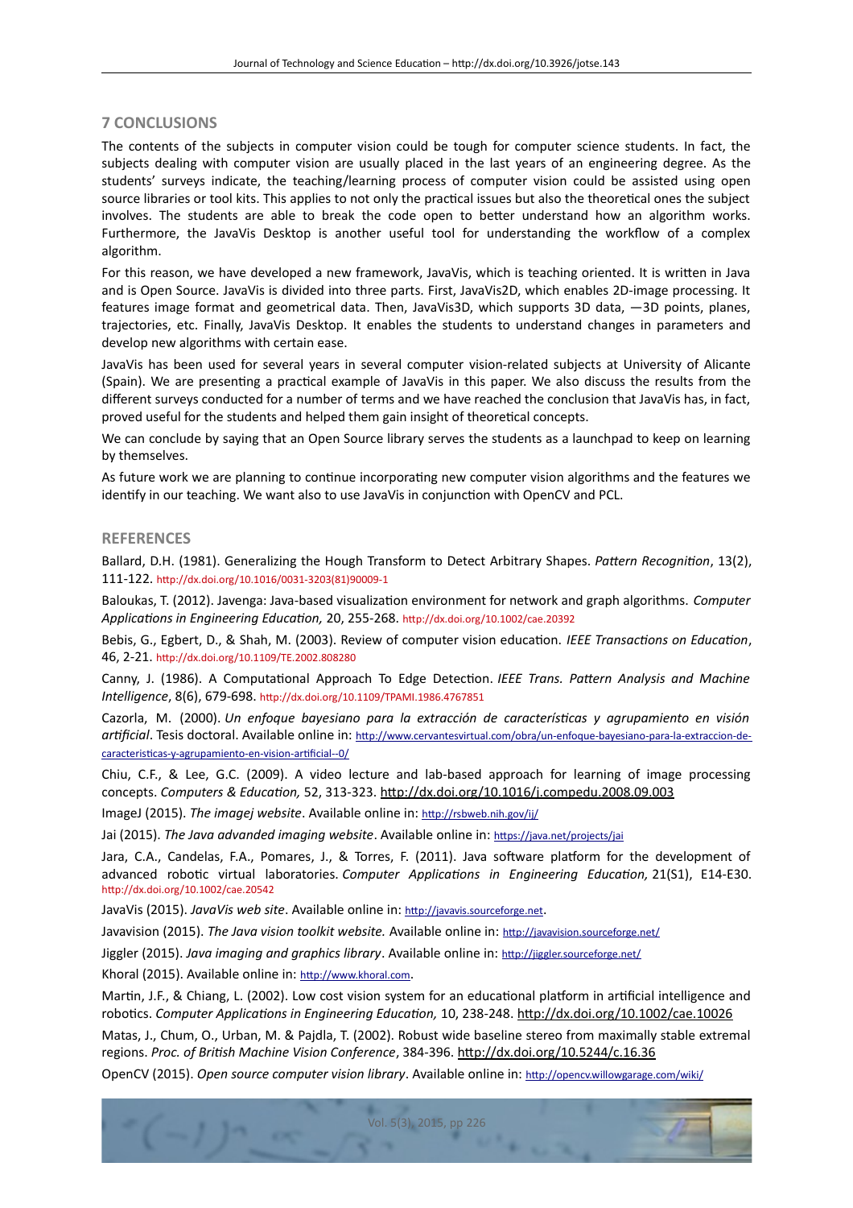## 7 CONCLUSIONS

The contents of the subjects in computer vision could be tough for computer science students. In fact, the subjects dealing with computer vision are usually placed in the last years of an engineering degree. As the students' surveys indicate, the teaching/learning process of computer vision could be assisted using open source libraries or tool kits. This applies to not only the practical issues but also the theoretical ones the subject involves. The students are able to break the code open to better understand how an algorithm works. Furthermore, the JavaVis Desktop is another useful tool for understanding the workflow of a complex algorithm.

For this reason, we have developed a new framework, JavaVis, which is teaching oriented. It is written in Java and is Open Source. JavaVis is divided into three parts. First, JavaVis2D, which enables 2D-image processing. It features image format and geometrical data. Then, JavaVis3D, which supports 3D data, —3D points, planes, trajectories, etc. Finally, JavaVis Desktop. It enables the students to understand changes in parameters and develop new algorithms with certain ease.

JavaVis has been used for several years in several computer vision-related subjects at University of Alicante (Spain). We are presenting a practical example of JavaVis in this paper. We also discuss the results from the different surveys conducted for a number of terms and we have reached the conclusion that JavaVis has, in fact, proved useful for the students and helped them gain insight of theoretical concepts.

We can conclude by saying that an Open Source library serves the students as a launchpad to keep on learning by themselves.

As future work we are planning to continue incorporating new computer vision algorithms and the features we identify in our teaching. We want also to use JavaVis in conjunction with OpenCV and PCL.

## REFERENCES

Ballard, D.H. (1981). Generalizing the Hough Transform to Detect Arbitrary Shapes. *Pattern Recognition*, 13(2), 111-122. http://dx.doi.org/10.1016/0031-3203(81)90009-1

Baloukas, T. (2012). Javenga: Java-based visualization environment for network and graph algorithms. *Computer Applications in Engineering Education,* 20, 255-268. http://dx.doi.org/10.1002/cae.20392

Bebis, G., Egbert, D., & Shah, M. (2003). Review of computer vision education. *IEEE Transactions on Education*, 46, 2-21. http://dx.doi.org/10.1109/TE.2002.808280

Canny, J. (1986). A Computational Approach To Edge Detection. *IEEE Trans. Pattern Analysis and Machine Intelligence*, 8(6), 679-698. http://dx.doi.org/10.1109/TPAMI.1986.4767851

Cazorla, M. (2000). *Un enfoque bayesiano para la extracción de características y agrupamiento en visión artificial*. Tesis doctoral. Available online in: http://www.cervantesvirtual.com/obra/un-enfoque-bayesiano-para-la-extraccion-de-caracteristicas-y-agrupamiento-en-vision-artificial--0/

Chiu, C.F., & Lee, G.C. (2009). A video lecture and lab-based approach for learning of image processing concepts. *Computers & Education,* 52, 313-323. http://dx.doi.org/10.1016/j.compedu.2008.09.003

ImageJ (2015). *The imagej website*. Available online in: http://rsbweb.nih.gov/ij/

Jai (2015). *The Java advanded imaging website*. Available online in: https://java.net/projects/jai

Jara, C.A., Candelas, F.A., Pomares, J., & Torres, F. (2011). Java software platform for the development of advanced robotic virtual laboratories. *Computer Applications in Engineering Education,* 21(S1), E14-E30. http://dx.doi.org/10.1002/cae.20542

JavaVis (2015). *JavaVis web site*. Available online in: http://javavis.sourceforge.net.

Javavision (2015). *The Java vision toolkit website.* Available online in: http://javavision.sourceforge.net/

Jiggler (2015). *Java imaging and graphics library*. Available online in: http://jiggler.sourceforge.net/

Khoral (2015). Available online in: http://www.khoral.com.

Martin, J.F., & Chiang, L. (2002). Low cost vision system for an educational platform in artificial intelligence and robotics. *Computer Applications in Engineering Education,* 10, 238-248. http://dx.doi.org/10.1002/cae.10026

Matas, J., Chum, O., Urban, M. & Pajdla, T. (2002). Robust wide baseline stereo from maximally stable extremal regions. *Proc. of British Machine Vision Conference*, 384-396. http://dx.doi.org/10.5244/c.16.36

OpenCV (2015). *Open source computer vision library*. Available online in: http://opencv.willowgarage.com/wiki/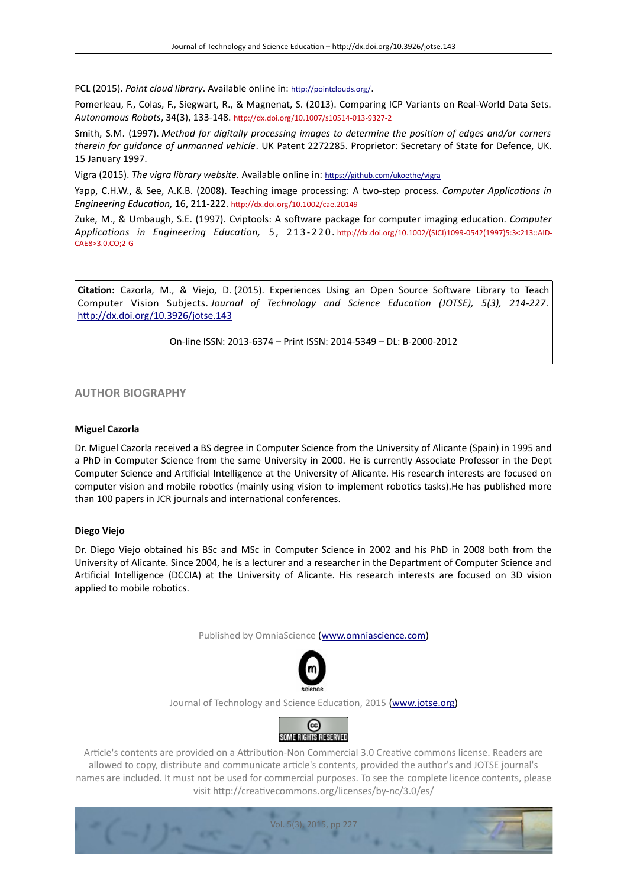PCL (2015). *Point cloud library*. Available online in: http://pointclouds.org/.

Pomerleau, F., Colas, F., Siegwart, R., & Magnenat, S. (2013). Comparing ICP Variants on Real-World Data Sets. *Autonomous Robots*, 34(3), 133-148. http://dx.doi.org/10.1007/s10514-013-9327-2

Smith, S.M. (1997). *Method for digitally processing images to determine the position of edges and/or corners therein for guidance of unmanned vehicle*. UK Patent 2272285. Proprietor: Secretary of State for Defence, UK. 15 January 1997.

Vigra (2015). *The vigra library website.* Available online in: https://github.com/ukoethe/vigra

Yapp, C.H.W., & See, A.K.B. (2008). Teaching image processing: A two-step process. *Computer Applications in Engineering Education,* 16, 211-222. http://dx.doi.org/10.1002/cae.20149

Zuke, M., & Umbaugh, S.E. (1997). Cviptools: A software package for computer imaging education. *Computer Applications in Engineering Education,* 5, 213-220. http://dx.doi.org/10.1002/(SICI)1099-0542(1997)5:3<213::AID-CAE8>3.0.CO;2-G

**Citation:** Cazorla, M., & Viejo, D. (2015). Experiences Using an Open Source Software Library to Teach Computer Vision Subjects. *Journal of Technology and Science Education (JOTSE), 5(3), 214-227.* http://dx.doi.org/10.3926/jotse.143

On-line ISSN: 2013-6374 – Print ISSN: 2014-5349 – DL: B-2000-2012

## AUTHOR BIOGRAPHY

### Miguel Cazorla

Dr. Miguel Cazorla received a BS degree in Computer Science from the University of Alicante (Spain) in 1995 and a PhD in Computer Science from the same University in 2000. He is currently Associate Professor in the Dept Computer Science and Artificial Intelligence at the University of Alicante. His research interests are focused on computer vision and mobile robotics (mainly using vision to implement robotics tasks).He has published more than 100 papers in JCR journals and international conferences.

### Diego Viejo

Dr. Diego Viejo obtained his BSc and MSc in Computer Science in 2002 and his PhD in 2008 both from the University of Alicante. Since 2004, he is a lecturer and a researcher in the Department of Computer Science and Artificial Intelligence (DCCIA) at the University of Alicante. His research interests are focused on 3D vision applied to mobile robotics.

Published by OmniaScience (www.omniascience.com)

Journal of Technology and Science Education, 2015 (www.jotse.org)

Article's contents are provided on a Attribution-Non Commercial 3.0 Creative commons license. Readers are allowed to copy, distribute and communicate article's contents, provided the author's and JOTSE journal's names are included. It must not be used for commercial purposes. To see the complete licence contents, please visit http://creativecommons.org/licenses/by-nc/3.0/es/